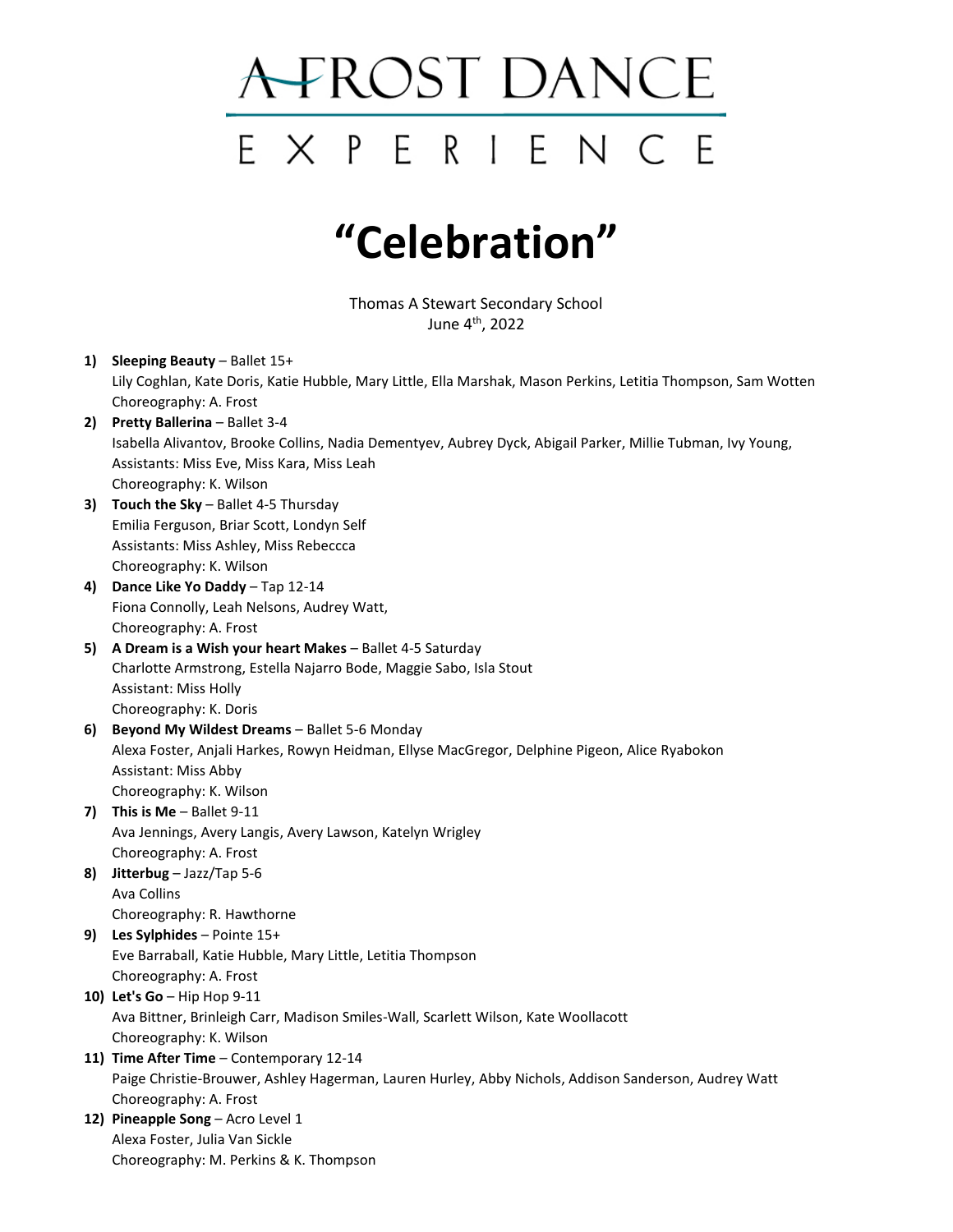# A FROST DANCE EXPERIENCE

# "Celebration"

Thomas A Stewart Secondary School
June 4th, 2022

1) **Sleeping Beauty** – Ballet 15+
Lily Coghlan, Kate Doris, Katie Hubble, Mary Little, Ella Marshak, Mason Perkins, Letitia Thompson, Sam Wotten
Choreography: A. Frost
2) **Pretty Ballerina** – Ballet 3-4
Isabella Alivantov, Brooke Collins, Nadia Dementyev, Aubrey Dyck, Abigail Parker, Millie Tubman, Ivy Young,
Assistants: Miss Eve, Miss Kara, Miss Leah
Choreography: K. Wilson
3) **Touch the Sky** – Ballet 4-5 Thursday
Emilia Ferguson, Briar Scott, Londyn Self
Assistants: Miss Ashley, Miss Rebeccca
Choreography: K. Wilson
4) **Dance Like Yo Daddy** – Tap 12-14
Fiona Connolly, Leah Nelsons, Audrey Watt,
Choreography: A. Frost
5) **A Dream is a Wish your heart Makes** – Ballet 4-5 Saturday
Charlotte Armstrong, Estella Najarro Bode, Maggie Sabo, Isla Stout
Assistant: Miss Holly
Choreography: K. Doris
6) **Beyond My Wildest Dreams** – Ballet 5-6 Monday
Alexa Foster, Anjali Harkes, Rowyn Heidman, Ellyse MacGregor, Delphine Pigeon, Alice Ryabokon
Assistant: Miss Abby
Choreography: K. Wilson
7) **This is Me** – Ballet 9-11
Ava Jennings, Avery Langis, Avery Lawson, Katelyn Wrigley
Choreography: A. Frost
8) **Jitterbug** – Jazz/Tap 5-6
Ava Collins
Choreography: R. Hawthorne
9) **Les Sylphides** – Pointe 15+
Eve Barraball, Katie Hubble, Mary Little, Letitia Thompson
Choreography: A. Frost
10) **Let's Go** – Hip Hop 9-11
Ava Bittner, Brinleigh Carr, Madison Smiles-Wall, Scarlett Wilson, Kate Woollacott
Choreography: K. Wilson
11) **Time After Time** – Contemporary 12-14
Paige Christie-Brouwer, Ashley Hagerman, Lauren Hurley, Abby Nichols, Addison Sanderson, Audrey Watt
Choreography: A. Frost
12) **Pineapple Song** – Acro Level 1
Alexa Foster, Julia Van Sickle
Choreography: M. Perkins & K. Thompson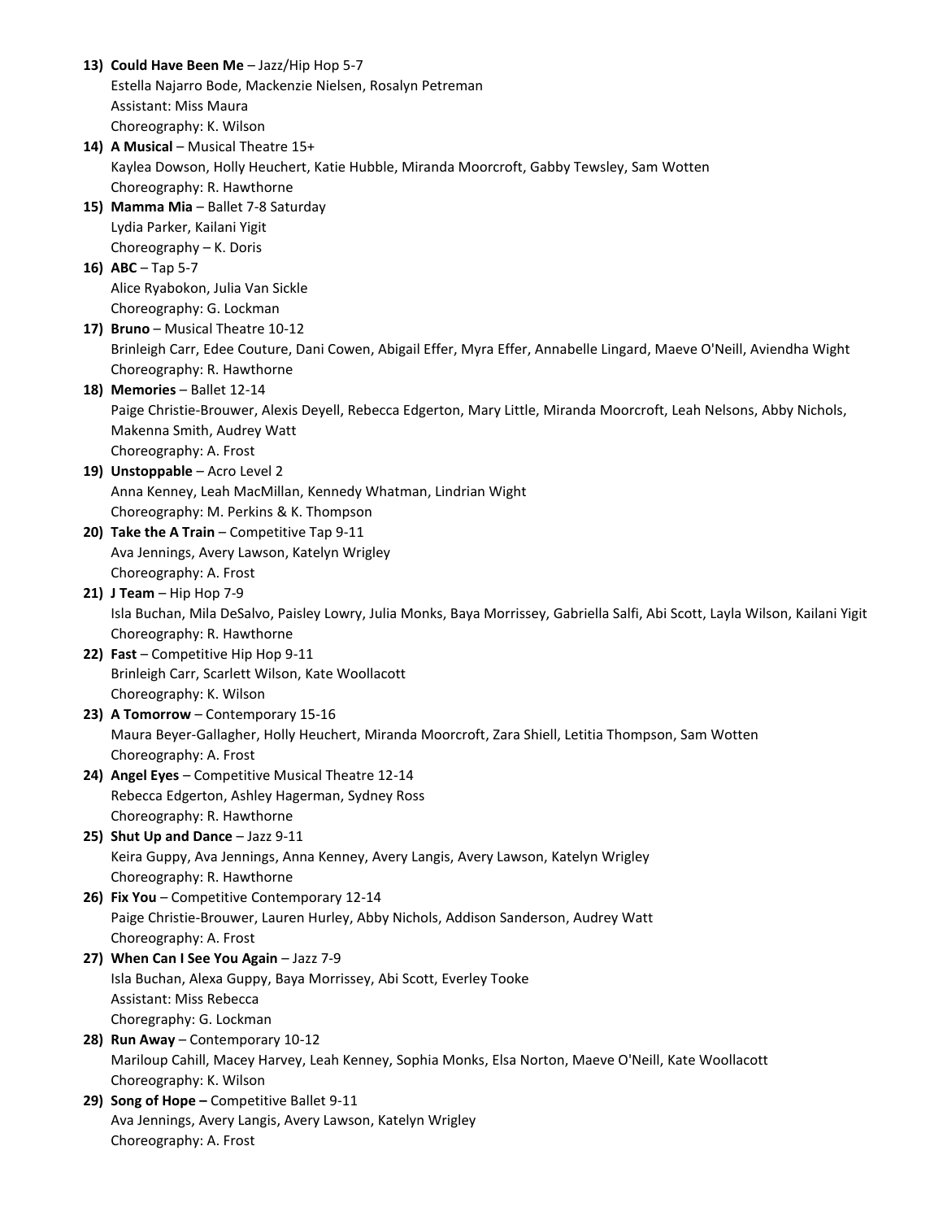13) **Could Have Been Me** – Jazz/Hip Hop 5-7
Estella Najarro Bode, Mackenzie Nielsen, Rosalyn Petreman
Assistant: Miss Maura
Choreography: K. Wilson

14) **A Musical** – Musical Theatre 15+
Kaylea Dowson, Holly Heuchert, Katie Hubble, Miranda Moorcroft, Gabby Tewsley, Sam Wotten
Choreography: R. Hawthorne

15) **Mamma Mia** – Ballet 7-8 Saturday
Lydia Parker, Kailani Yigit
Choreography – K. Doris

16) **ABC** – Tap 5-7
Alice Ryabokon, Julia Van Sickle
Choreography: G. Lockman

17) **Bruno** – Musical Theatre 10-12
Brinleigh Carr, Edee Couture, Dani Cowen, Abigail Effer, Myra Effer, Annabelle Lingard, Maeve O'Neill, Aviendha Wight
Choreography: R. Hawthorne

18) **Memories** – Ballet 12-14
Paige Christie-Brouwer, Alexis Deyell, Rebecca Edgerton, Mary Little, Miranda Moorcroft, Leah Nelsons, Abby Nichols, Makenna Smith, Audrey Watt
Choreography: A. Frost

19) **Unstoppable** – Acro Level 2
Anna Kenney, Leah MacMillan, Kennedy Whatman, Lindrian Wight
Choreography: M. Perkins & K. Thompson

20) **Take the A Train** – Competitive Tap 9-11
Ava Jennings, Avery Lawson, Katelyn Wrigley
Choreography: A. Frost

21) **J Team** – Hip Hop 7-9
Isla Buchan, Mila DeSalvo, Paisley Lowry, Julia Monks, Baya Morrissey, Gabriella Salfi, Abi Scott, Layla Wilson, Kailani Yigit
Choreography: R. Hawthorne

22) **Fast** – Competitive Hip Hop 9-11
Brinleigh Carr, Scarlett Wilson, Kate Woollacott
Choreography: K. Wilson

23) **A Tomorrow** – Contemporary 15-16
Maura Beyer-Gallagher, Holly Heuchert, Miranda Moorcroft, Zara Shiell, Letitia Thompson, Sam Wotten
Choreography: A. Frost

24) **Angel Eyes** – Competitive Musical Theatre 12-14
Rebecca Edgerton, Ashley Hagerman, Sydney Ross
Choreography: R. Hawthorne

25) **Shut Up and Dance** – Jazz 9-11
Keira Guppy, Ava Jennings, Anna Kenney, Avery Langis, Avery Lawson, Katelyn Wrigley
Choreography: R. Hawthorne

26) **Fix You** – Competitive Contemporary 12-14
Paige Christie-Brouwer, Lauren Hurley, Abby Nichols, Addison Sanderson, Audrey Watt
Choreography: A. Frost

27) **When Can I See You Again** – Jazz 7-9
Isla Buchan, Alexa Guppy, Baya Morrissey, Abi Scott, Everley Tooke
Assistant: Miss Rebecca
Choregraphy: G. Lockman

28) **Run Away** – Contemporary 10-12
Mariloup Cahill, Macey Harvey, Leah Kenney, Sophia Monks, Elsa Norton, Maeve O'Neill, Kate Woollacott
Choreography: K. Wilson

29) **Song of Hope –** Competitive Ballet 9-11
Ava Jennings, Avery Langis, Avery Lawson, Katelyn Wrigley
Choreography: A. Frost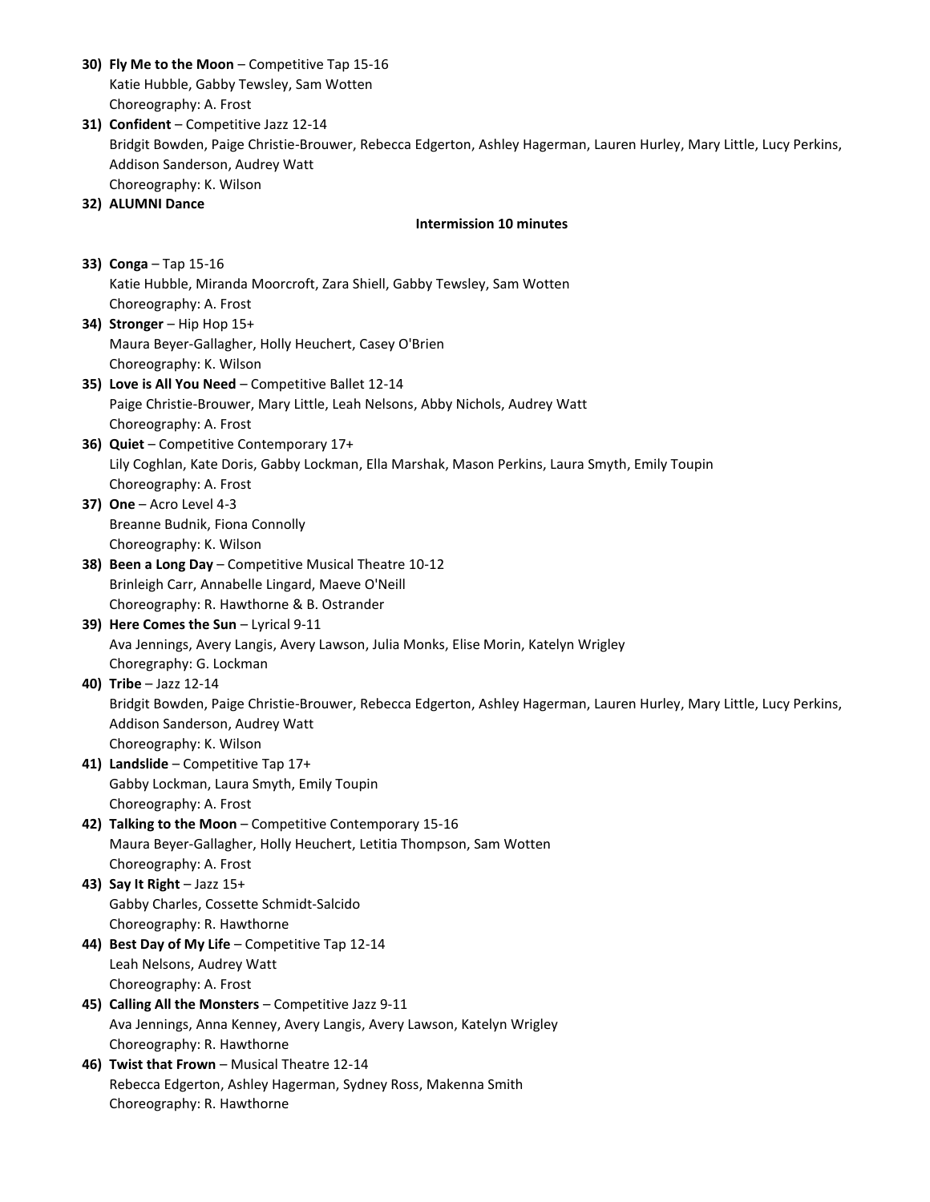30) **Fly Me to the Moon** – Competitive Tap 15-16
Katie Hubble, Gabby Tewsley, Sam Wotten
Choreography: A. Frost

31) **Confident** – Competitive Jazz 12-14
Bridgit Bowden, Paige Christie-Brouwer, Rebecca Edgerton, Ashley Hagerman, Lauren Hurley, Mary Little, Lucy Perkins, Addison Sanderson, Audrey Watt
Choreography: K. Wilson

32) **ALUMNI Dance**

**Intermission 10 minutes**

33) **Conga** – Tap 15-16
Katie Hubble, Miranda Moorcroft, Zara Shiell, Gabby Tewsley, Sam Wotten
Choreography: A. Frost

34) **Stronger** – Hip Hop 15+
Maura Beyer-Gallagher, Holly Heuchert, Casey O'Brien
Choreography: K. Wilson

35) **Love is All You Need** – Competitive Ballet 12-14
Paige Christie-Brouwer, Mary Little, Leah Nelsons, Abby Nichols, Audrey Watt
Choreography: A. Frost

36) **Quiet** – Competitive Contemporary 17+
Lily Coghlan, Kate Doris, Gabby Lockman, Ella Marshak, Mason Perkins, Laura Smyth, Emily Toupin
Choreography: A. Frost

37) **One** – Acro Level 4-3
Breanne Budnik, Fiona Connolly
Choreography: K. Wilson

38) **Been a Long Day** – Competitive Musical Theatre 10-12
Brinleigh Carr, Annabelle Lingard, Maeve O'Neill
Choreography: R. Hawthorne & B. Ostrander

39) **Here Comes the Sun** – Lyrical 9-11
Ava Jennings, Avery Langis, Avery Lawson, Julia Monks, Elise Morin, Katelyn Wrigley
Choregraphy: G. Lockman

40) **Tribe** – Jazz 12-14
Bridgit Bowden, Paige Christie-Brouwer, Rebecca Edgerton, Ashley Hagerman, Lauren Hurley, Mary Little, Lucy Perkins, Addison Sanderson, Audrey Watt
Choreography: K. Wilson

41) **Landslide** – Competitive Tap 17+
Gabby Lockman, Laura Smyth, Emily Toupin
Choreography: A. Frost

42) **Talking to the Moon** – Competitive Contemporary 15-16
Maura Beyer-Gallagher, Holly Heuchert, Letitia Thompson, Sam Wotten
Choreography: A. Frost

43) **Say It Right** – Jazz 15+
Gabby Charles, Cossette Schmidt-Salcido
Choreography: R. Hawthorne

44) **Best Day of My Life** – Competitive Tap 12-14
Leah Nelsons, Audrey Watt
Choreography: A. Frost

45) **Calling All the Monsters** – Competitive Jazz 9-11
Ava Jennings, Anna Kenney, Avery Langis, Avery Lawson, Katelyn Wrigley
Choreography: R. Hawthorne

46) **Twist that Frown** – Musical Theatre 12-14
Rebecca Edgerton, Ashley Hagerman, Sydney Ross, Makenna Smith
Choreography: R. Hawthorne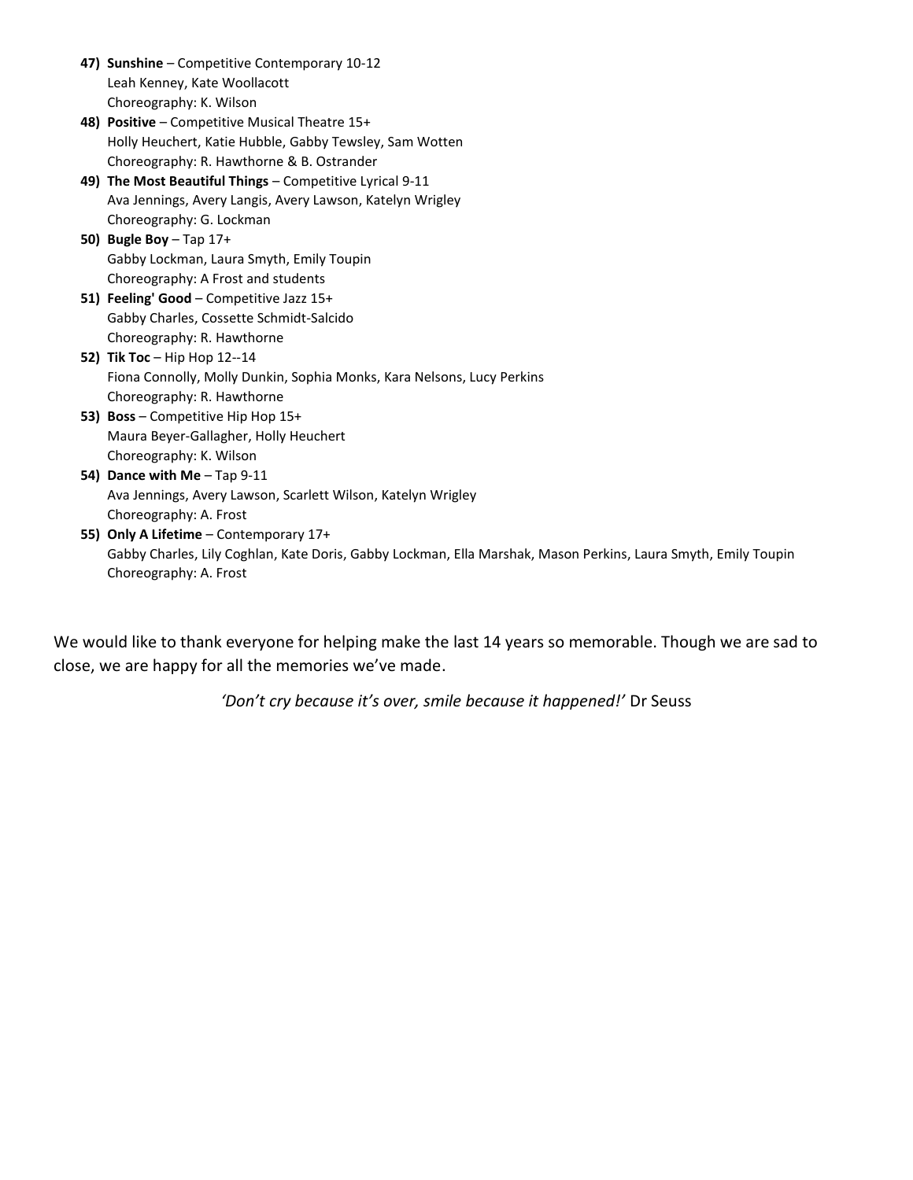47) **Sunshine** – Competitive Contemporary 10-12
Leah Kenney, Kate Woollacott
Choreography: K. Wilson

48) **Positive** – Competitive Musical Theatre 15+
Holly Heuchert, Katie Hubble, Gabby Tewsley, Sam Wotten
Choreography: R. Hawthorne & B. Ostrander

49) **The Most Beautiful Things** – Competitive Lyrical 9-11
Ava Jennings, Avery Langis, Avery Lawson, Katelyn Wrigley
Choreography: G. Lockman

50) **Bugle Boy** – Tap 17+
Gabby Lockman, Laura Smyth, Emily Toupin
Choreography: A Frost and students

51) **Feeling' Good** – Competitive Jazz 15+
Gabby Charles, Cossette Schmidt-Salcido
Choreography: R. Hawthorne

52) **Tik Toc** – Hip Hop 12--14
Fiona Connolly, Molly Dunkin, Sophia Monks, Kara Nelsons, Lucy Perkins
Choreography: R. Hawthorne

53) **Boss** – Competitive Hip Hop 15+
Maura Beyer-Gallagher, Holly Heuchert
Choreography: K. Wilson

54) **Dance with Me** – Tap 9-11
Ava Jennings, Avery Lawson, Scarlett Wilson, Katelyn Wrigley
Choreography: A. Frost

55) **Only A Lifetime** – Contemporary 17+
Gabby Charles, Lily Coghlan, Kate Doris, Gabby Lockman, Ella Marshak, Mason Perkins, Laura Smyth, Emily Toupin
Choreography: A. Frost

We would like to thank everyone for helping make the last 14 years so memorable. Though we are sad to close, we are happy for all the memories we've made.

*'Don't cry because it's over, smile because it happened!'* Dr Seuss